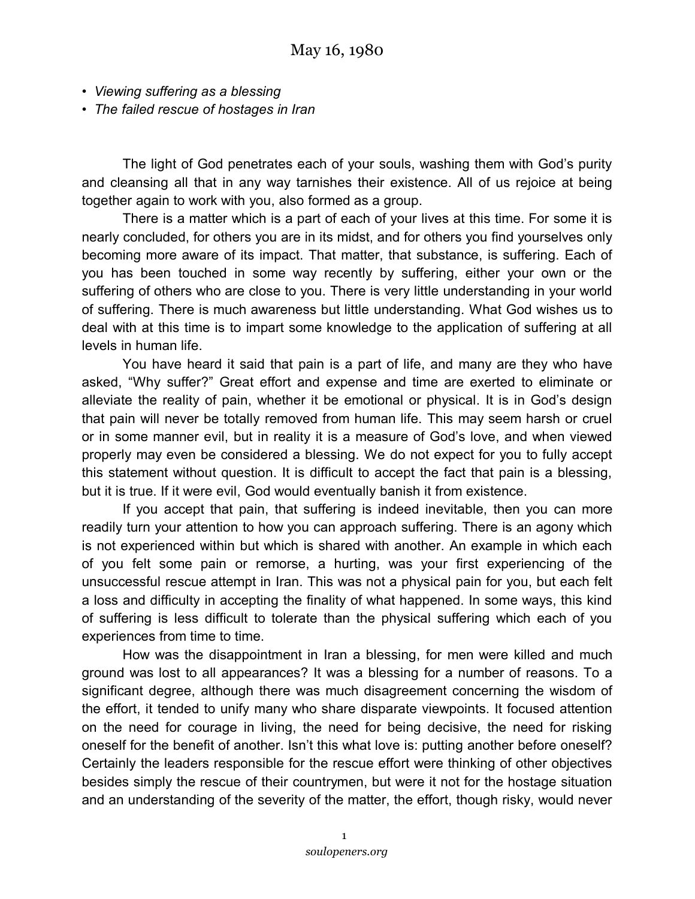# May 16, 1980

- *Viewing suffering as a blessing*
- *The failed rescue of hostages in Iran*

The light of God penetrates each of your souls, washing them with God's purity and cleansing all that in any way tarnishes their existence. All of us rejoice at being together again to work with you, also formed as a group.

There is a matter which is a part of each of your lives at this time. For some it is nearly concluded, for others you are in its midst, and for others you find yourselves only becoming more aware of its impact. That matter, that substance, is suffering. Each of you has been touched in some way recently by suffering, either your own or the suffering of others who are close to you. There is very little understanding in your world of suffering. There is much awareness but little understanding. What God wishes us to deal with at this time is to impart some knowledge to the application of suffering at all levels in human life.

You have heard it said that pain is a part of life, and many are they who have asked, "Why suffer?" Great effort and expense and time are exerted to eliminate or alleviate the reality of pain, whether it be emotional or physical. It is in God's design that pain will never be totally removed from human life. This may seem harsh or cruel or in some manner evil, but in reality it is a measure of God's love, and when viewed properly may even be considered a blessing. We do not expect for you to fully accept this statement without question. It is difficult to accept the fact that pain is a blessing, but it is true. If it were evil, God would eventually banish it from existence.

If you accept that pain, that suffering is indeed inevitable, then you can more readily turn your attention to how you can approach suffering. There is an agony which is not experienced within but which is shared with another. An example in which each of you felt some pain or remorse, a hurting, was your first experiencing of the unsuccessful rescue attempt in Iran. This was not a physical pain for you, but each felt a loss and difficulty in accepting the finality of what happened. In some ways, this kind of suffering is less difficult to tolerate than the physical suffering which each of you experiences from time to time.

How was the disappointment in Iran a blessing, for men were killed and much ground was lost to all appearances? It was a blessing for a number of reasons. To a significant degree, although there was much disagreement concerning the wisdom of the effort, it tended to unify many who share disparate viewpoints. It focused attention on the need for courage in living, the need for being decisive, the need for risking oneself for the benefit of another. Isn't this what love is: putting another before oneself? Certainly the leaders responsible for the rescue effort were thinking of other objectives besides simply the rescue of their countrymen, but were it not for the hostage situation and an understanding of the severity of the matter, the effort, though risky, would never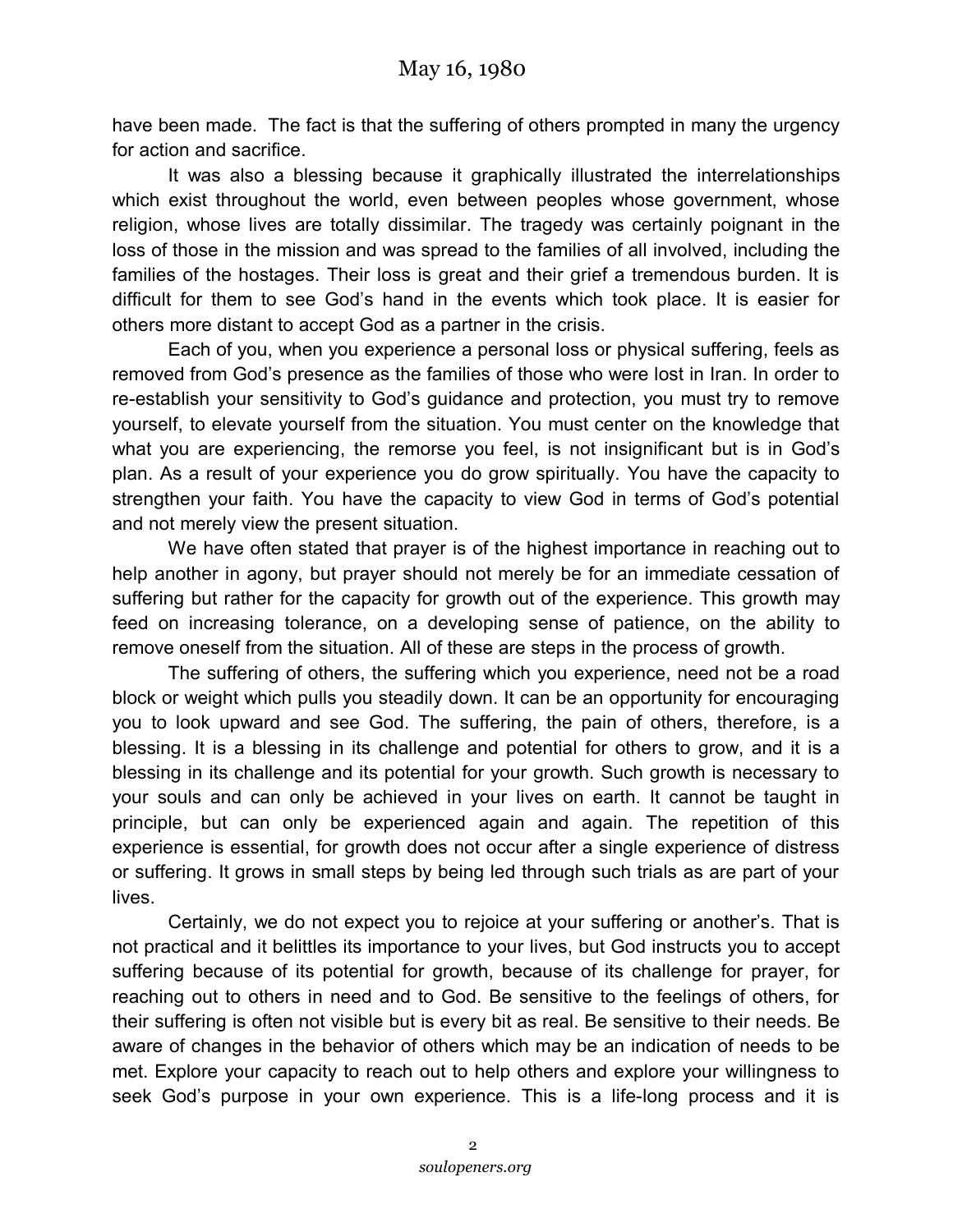have been made. The fact is that the suffering of others prompted in many the urgency for action and sacrifice.

It was also a blessing because it graphically illustrated the interrelationships which exist throughout the world, even between peoples whose government, whose religion, whose lives are totally dissimilar. The tragedy was certainly poignant in the loss of those in the mission and was spread to the families of all involved, including the families of the hostages. Their loss is great and their grief a tremendous burden. It is difficult for them to see God's hand in the events which took place. It is easier for others more distant to accept God as a partner in the crisis.

Each of you, when you experience a personal loss or physical suffering, feels as removed from God's presence as the families of those who were lost in Iran. In order to re-establish your sensitivity to God's guidance and protection, you must try to remove yourself, to elevate yourself from the situation. You must center on the knowledge that what you are experiencing, the remorse you feel, is not insignificant but is in God's plan. As a result of your experience you do grow spiritually. You have the capacity to strengthen your faith. You have the capacity to view God in terms of God's potential and not merely view the present situation.

We have often stated that prayer is of the highest importance in reaching out to help another in agony, but prayer should not merely be for an immediate cessation of suffering but rather for the capacity for growth out of the experience. This growth may feed on increasing tolerance, on a developing sense of patience, on the ability to remove oneself from the situation. All of these are steps in the process of growth.

The suffering of others, the suffering which you experience, need not be a road block or weight which pulls you steadily down. It can be an opportunity for encouraging you to look upward and see God. The suffering, the pain of others, therefore, is a blessing. It is a blessing in its challenge and potential for others to grow, and it is a blessing in its challenge and its potential for your growth. Such growth is necessary to your souls and can only be achieved in your lives on earth. It cannot be taught in principle, but can only be experienced again and again. The repetition of this experience is essential, for growth does not occur after a single experience of distress or suffering. It grows in small steps by being led through such trials as are part of your lives.

Certainly, we do not expect you to rejoice at your suffering or another's. That is not practical and it belittles its importance to your lives, but God instructs you to accept suffering because of its potential for growth, because of its challenge for prayer, for reaching out to others in need and to God. Be sensitive to the feelings of others, for their suffering is often not visible but is every bit as real. Be sensitive to their needs. Be aware of changes in the behavior of others which may be an indication of needs to be met. Explore your capacity to reach out to help others and explore your willingness to seek God's purpose in your own experience. This is a life-long process and it is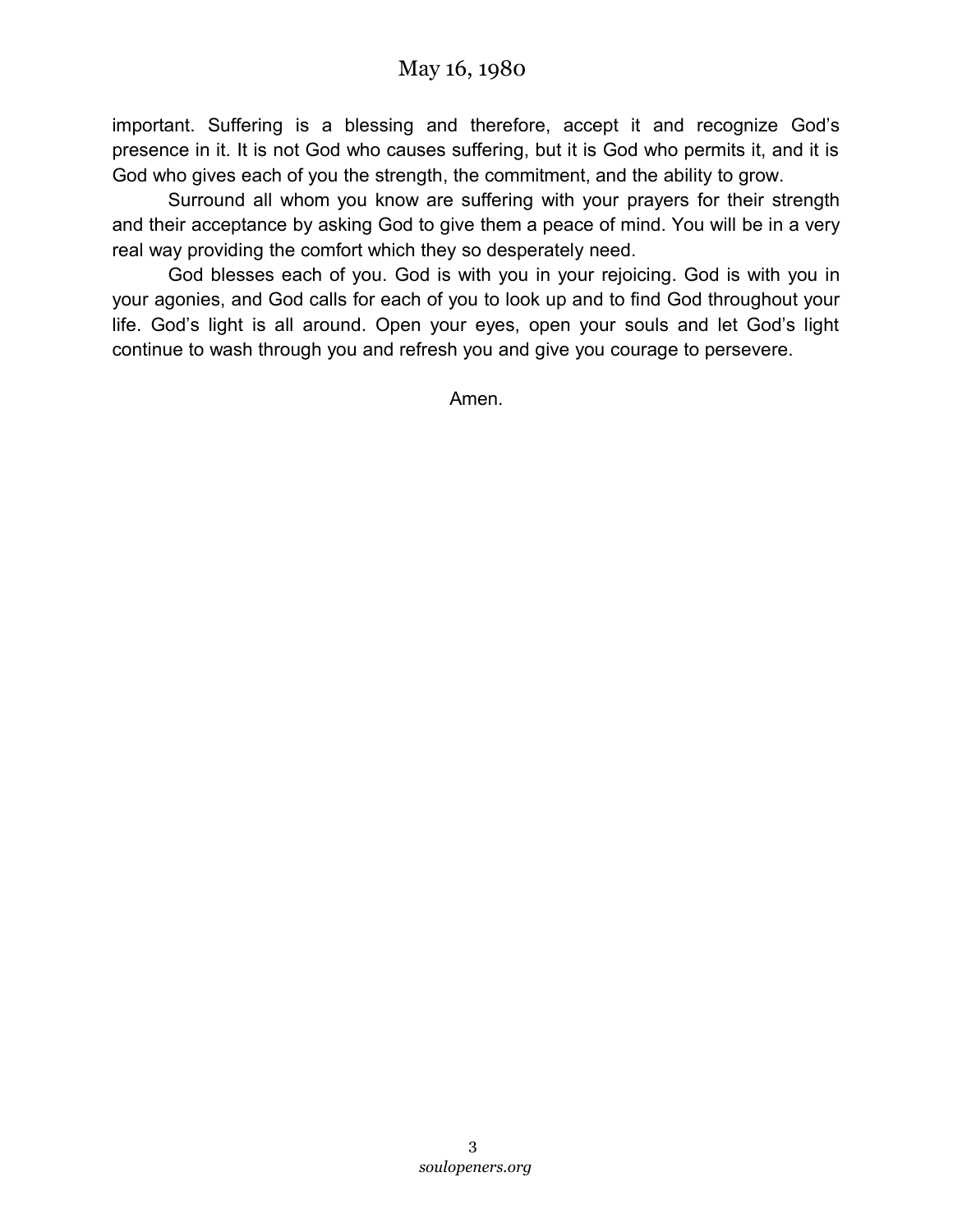important. Suffering is a blessing and therefore, accept it and recognize God's presence in it. It is not God who causes suffering, but it is God who permits it, and it is God who gives each of you the strength, the commitment, and the ability to grow.

Surround all whom you know are suffering with your prayers for their strength and their acceptance by asking God to give them a peace of mind. You will be in a very real way providing the comfort which they so desperately need.

God blesses each of you. God is with you in your rejoicing. God is with you in your agonies, and God calls for each of you to look up and to find God throughout your life. God's light is all around. Open your eyes, open your souls and let God's light continue to wash through you and refresh you and give you courage to persevere.

Amen.